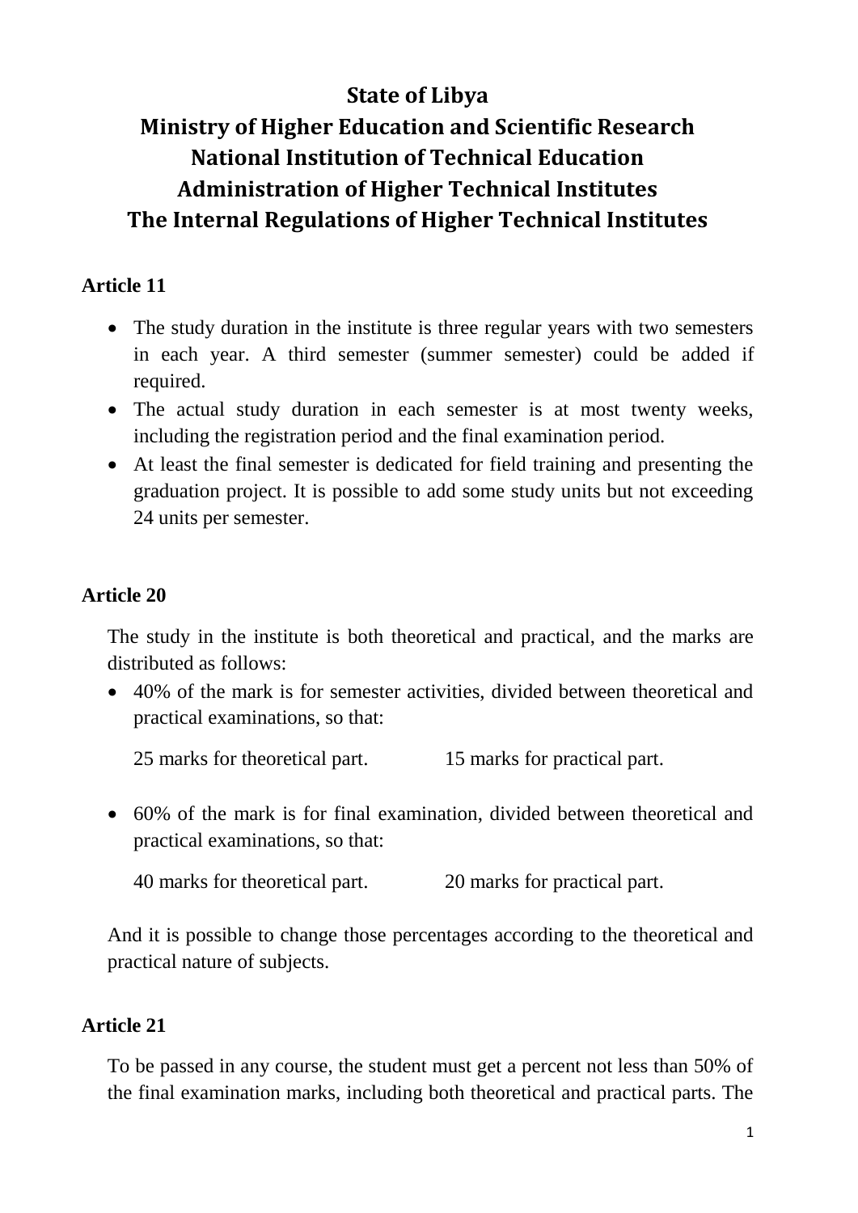# State of Libya
# Ministry of Higher Education and Scientific Research
# National Institution of Technical Education
# Administration of Higher Technical Institutes
# The Internal Regulations of Higher Technical Institutes

## Article 11

- The study duration in the institute is three regular years with two semesters in each year. A third semester (summer semester) could be added if required.
- The actual study duration in each semester is at most twenty weeks, including the registration period and the final examination period.
- At least the final semester is dedicated for field training and presenting the graduation project. It is possible to add some study units but not exceeding 24 units per semester.

## Article 20

The study in the institute is both theoretical and practical, and the marks are distributed as follows:

- 40% of the mark is for semester activities, divided between theoretical and practical examinations, so that:

  25 marks for theoretical part. 15 marks for practical part.

- 60% of the mark is for final examination, divided between theoretical and practical examinations, so that:

  40 marks for theoretical part. 20 marks for practical part.

And it is possible to change those percentages according to the theoretical and practical nature of subjects.

## Article 21

To be passed in any course, the student must get a percent not less than 50% of the final examination marks, including both theoretical and practical parts. The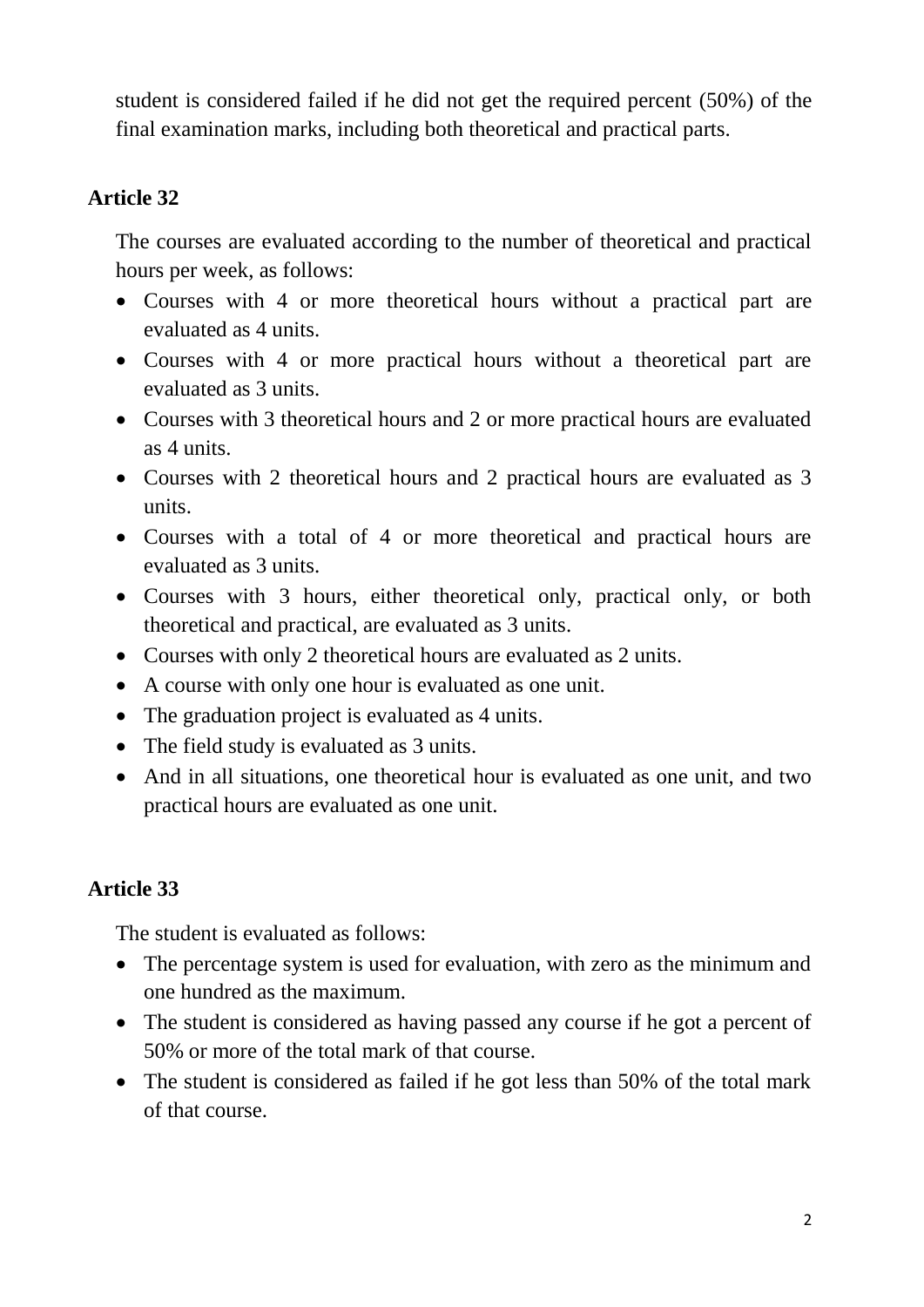student is considered failed if he did not get the required percent (50%) of the final examination marks, including both theoretical and practical parts.

## Article 32

The courses are evaluated according to the number of theoretical and practical hours per week, as follows:

- Courses with 4 or more theoretical hours without a practical part are evaluated as 4 units.
- Courses with 4 or more practical hours without a theoretical part are evaluated as 3 units.
- Courses with 3 theoretical hours and 2 or more practical hours are evaluated as 4 units.
- Courses with 2 theoretical hours and 2 practical hours are evaluated as 3 units.
- Courses with a total of 4 or more theoretical and practical hours are evaluated as 3 units.
- Courses with 3 hours, either theoretical only, practical only, or both theoretical and practical, are evaluated as 3 units.
- Courses with only 2 theoretical hours are evaluated as 2 units.
- A course with only one hour is evaluated as one unit.
- The graduation project is evaluated as 4 units.
- The field study is evaluated as 3 units.
- And in all situations, one theoretical hour is evaluated as one unit, and two practical hours are evaluated as one unit.

## Article 33

The student is evaluated as follows:

- The percentage system is used for evaluation, with zero as the minimum and one hundred as the maximum.
- The student is considered as having passed any course if he got a percent of 50% or more of the total mark of that course.
- The student is considered as failed if he got less than 50% of the total mark of that course.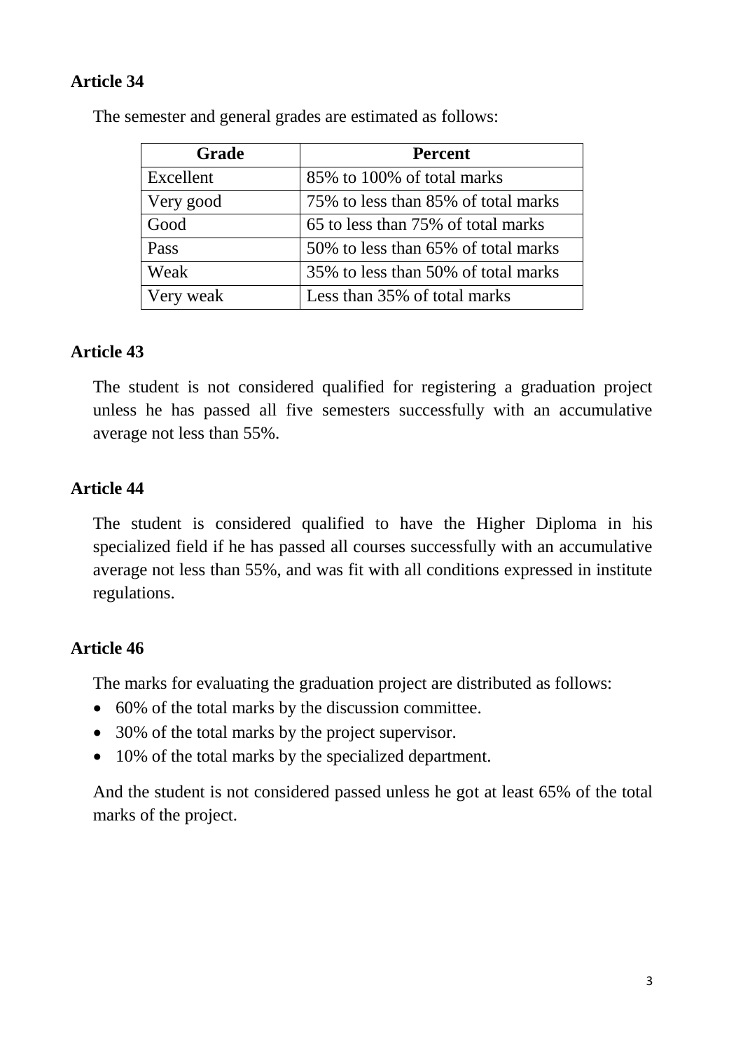**Article 34**

The semester and general grades are estimated as follows:

| Grade | Percent |
|---|---|
| Excellent | 85% to 100% of total marks |
| Very good | 75% to less than 85% of total marks |
| Good | 65 to less than 75% of total marks |
| Pass | 50% to less than 65% of total marks |
| Weak | 35% to less than 50% of total marks |
| Very weak | Less than 35% of total marks |

**Article 43**

The student is not considered qualified for registering a graduation project unless he has passed all five semesters successfully with an accumulative average not less than 55%.

**Article 44**

The student is considered qualified to have the Higher Diploma in his specialized field if he has passed all courses successfully with an accumulative average not less than 55%, and was fit with all conditions expressed in institute regulations.

**Article 46**

The marks for evaluating the graduation project are distributed as follows:

- 60% of the total marks by the discussion committee.
- 30% of the total marks by the project supervisor.
- 10% of the total marks by the specialized department.

And the student is not considered passed unless he got at least 65% of the total marks of the project.